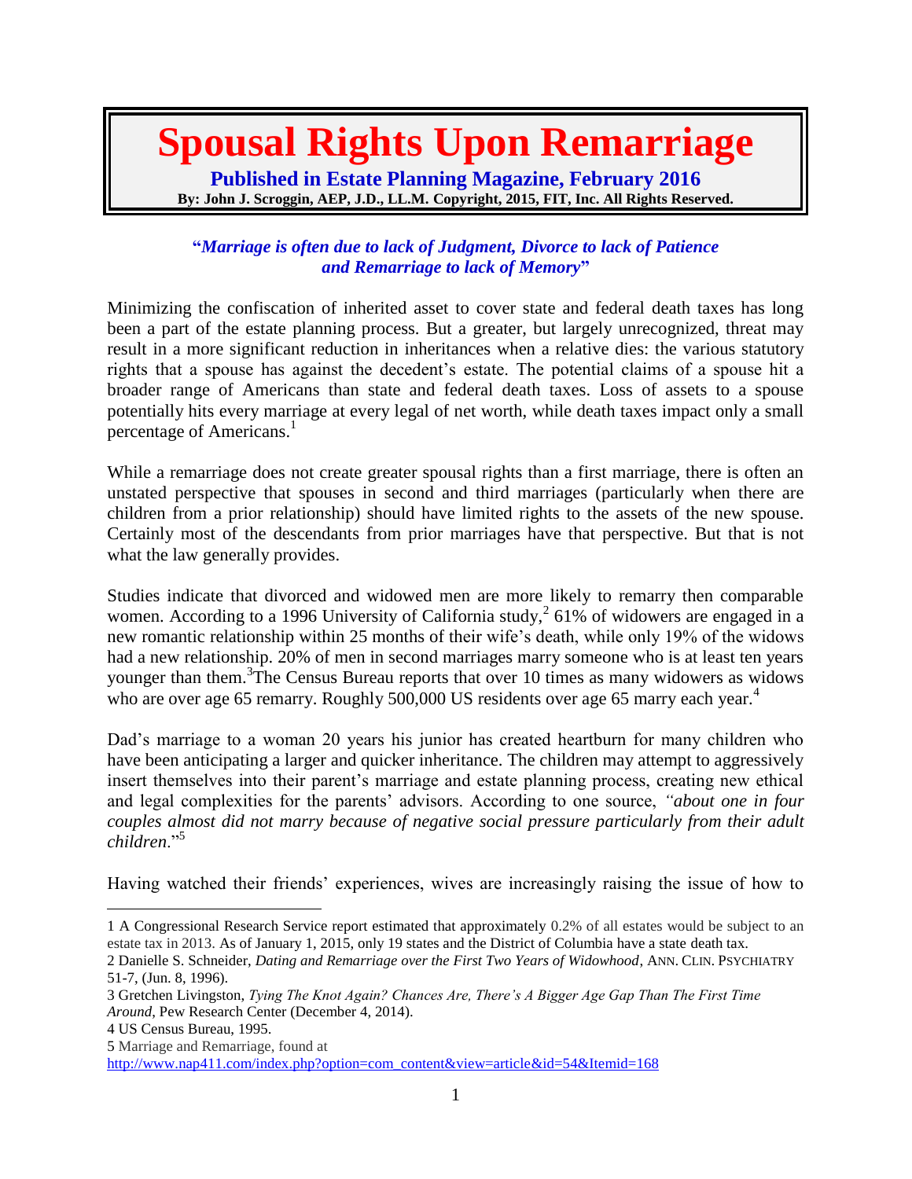# Spousal Rights Upon Remarriage

**Published in Estate Planning Magazine, February 2016**

**By: John J. Scroggin, AEP, J.D., LL.M. Copyright, 2015, FIT, Inc. All Rights Reserved.**

**"*Marriage is often due to lack of Judgment, Divorce to lack of Patience and Remarriage to lack of Memory*"**

Minimizing the confiscation of inherited asset to cover state and federal death taxes has long been a part of the estate planning process. But a greater, but largely unrecognized, threat may result in a more significant reduction in inheritances when a relative dies: the various statutory rights that a spouse has against the decedent's estate. The potential claims of a spouse hit a broader range of Americans than state and federal death taxes. Loss of assets to a spouse potentially hits every marriage at every legal of net worth, while death taxes impact only a small percentage of Americans.[1]

While a remarriage does not create greater spousal rights than a first marriage, there is often an unstated perspective that spouses in second and third marriages (particularly when there are children from a prior relationship) should have limited rights to the assets of the new spouse. Certainly most of the descendants from prior marriages have that perspective. But that is not what the law generally provides.

Studies indicate that divorced and widowed men are more likely to remarry then comparable women. According to a 1996 University of California study,[2] 61% of widowers are engaged in a new romantic relationship within 25 months of their wife's death, while only 19% of the widows had a new relationship. 20% of men in second marriages marry someone who is at least ten years younger than them.[3]The Census Bureau reports that over 10 times as many widowers as widows who are over age 65 remarry. Roughly 500,000 US residents over age 65 marry each year.[4]

Dad's marriage to a woman 20 years his junior has created heartburn for many children who have been anticipating a larger and quicker inheritance. The children may attempt to aggressively insert themselves into their parent's marriage and estate planning process, creating new ethical and legal complexities for the parents' advisors. According to one source, *"about one in four couples almost did not marry because of negative social pressure particularly from their adult children*."[5]

Having watched their friends' experiences, wives are increasingly raising the issue of how to

---

1 A Congressional Research Service report estimated that approximately 0.2% of all estates would be subject to an estate tax in 2013. As of January 1, 2015, only 19 states and the District of Columbia have a state death tax.

2 Danielle S. Schneider, *Dating and Remarriage over the First Two Years of Widowhood*, ANN. CLIN. PSYCHIATRY 51-7, (Jun. 8, 1996).

3 Gretchen Livingston, *Tying The Knot Again? Chances Are, There's A Bigger Age Gap Than The First Time Around*, Pew Research Center (December 4, 2014).

4 US Census Bureau, 1995.

5 Marriage and Remarriage, found at http://www.nap411.com/index.php?option=com_content&view=article&id=54&Itemid=168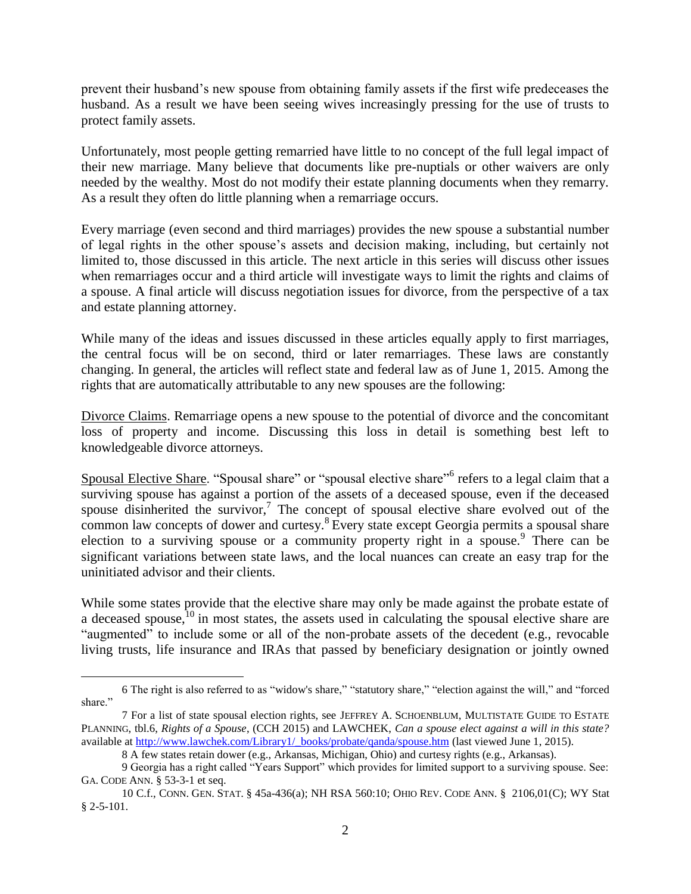prevent their husband's new spouse from obtaining family assets if the first wife predeceases the husband. As a result we have been seeing wives increasingly pressing for the use of trusts to protect family assets.

Unfortunately, most people getting remarried have little to no concept of the full legal impact of their new marriage. Many believe that documents like pre-nuptials or other waivers are only needed by the wealthy. Most do not modify their estate planning documents when they remarry. As a result they often do little planning when a remarriage occurs.

Every marriage (even second and third marriages) provides the new spouse a substantial number of legal rights in the other spouse's assets and decision making, including, but certainly not limited to, those discussed in this article. The next article in this series will discuss other issues when remarriages occur and a third article will investigate ways to limit the rights and claims of a spouse. A final article will discuss negotiation issues for divorce, from the perspective of a tax and estate planning attorney.

While many of the ideas and issues discussed in these articles equally apply to first marriages, the central focus will be on second, third or later remarriages. These laws are constantly changing. In general, the articles will reflect state and federal law as of June 1, 2015. Among the rights that are automatically attributable to any new spouses are the following:

Divorce Claims. Remarriage opens a new spouse to the potential of divorce and the concomitant loss of property and income. Discussing this loss in detail is something best left to knowledgeable divorce attorneys.

Spousal Elective Share. "Spousal share" or "spousal elective share"[6] refers to a legal claim that a surviving spouse has against a portion of the assets of a deceased spouse, even if the deceased spouse disinherited the survivor,[7] The concept of spousal elective share evolved out of the common law concepts of dower and curtesy.[8] Every state except Georgia permits a spousal share election to a surviving spouse or a community property right in a spouse.[9] There can be significant variations between state laws, and the local nuances can create an easy trap for the uninitiated advisor and their clients.

While some states provide that the elective share may only be made against the probate estate of a deceased spouse,[10] in most states, the assets used in calculating the spousal elective share are "augmented" to include some or all of the non-probate assets of the decedent (e.g., revocable living trusts, life insurance and IRAs that passed by beneficiary designation or jointly owned

---

6 The right is also referred to as "widow's share," "statutory share," "election against the will," and "forced share."

7 For a list of state spousal election rights, see JEFFREY A. SCHOENBLUM, MULTISTATE GUIDE TO ESTATE PLANNING, tbl.6, *Rights of a Spouse*, (CCH 2015) and LAWCHEK, *Can a spouse elect against a will in this state?* available at http://www.lawchek.com/Library1/_books/probate/qanda/spouse.htm (last viewed June 1, 2015).

8 A few states retain dower (e.g., Arkansas, Michigan, Ohio) and curtesy rights (e.g., Arkansas).

9 Georgia has a right called "Years Support" which provides for limited support to a surviving spouse. See: GA. CODE ANN. § 53-3-1 et seq.

10 C.f., CONN. GEN. STAT. § 45a-436(a); NH RSA 560:10; OHIO REV. CODE ANN. § 2106,01(C); WY Stat § 2-5-101.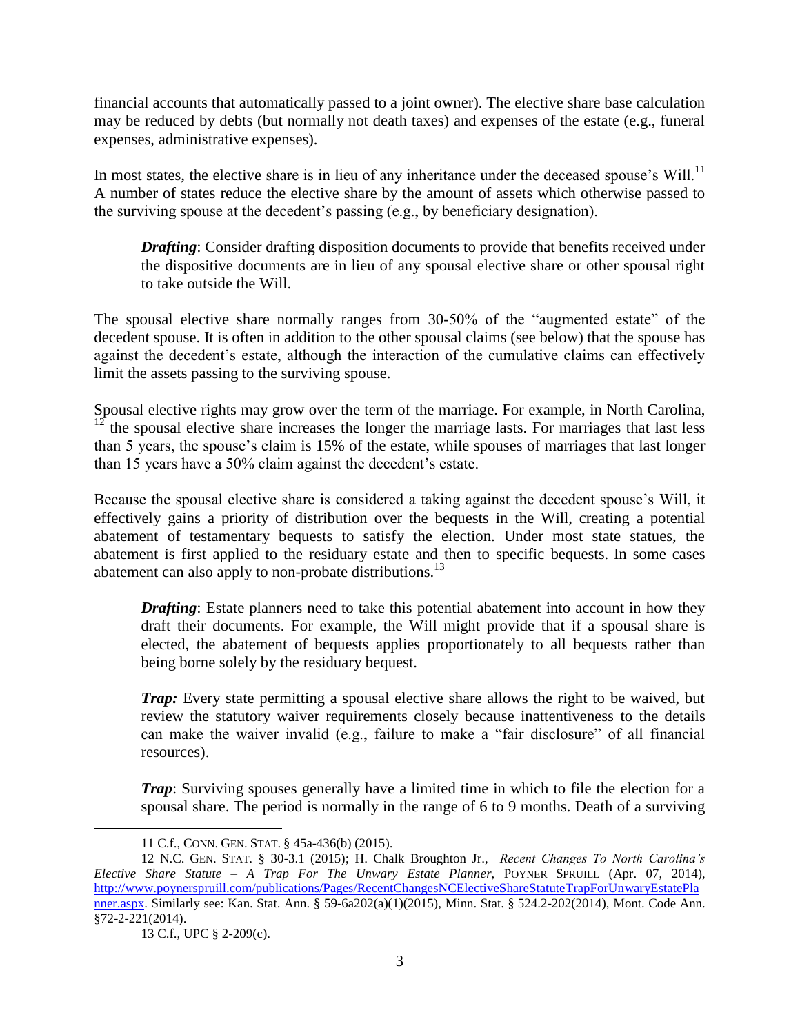financial accounts that automatically passed to a joint owner). The elective share base calculation may be reduced by debts (but normally not death taxes) and expenses of the estate (e.g., funeral expenses, administrative expenses).

In most states, the elective share is in lieu of any inheritance under the deceased spouse's Will.[11] A number of states reduce the elective share by the amount of assets which otherwise passed to the surviving spouse at the decedent's passing (e.g., by beneficiary designation).

> ***Drafting***: Consider drafting disposition documents to provide that benefits received under the dispositive documents are in lieu of any spousal elective share or other spousal right to take outside the Will.

The spousal elective share normally ranges from 30-50% of the "augmented estate" of the decedent spouse. It is often in addition to the other spousal claims (see below) that the spouse has against the decedent's estate, although the interaction of the cumulative claims can effectively limit the assets passing to the surviving spouse.

Spousal elective rights may grow over the term of the marriage. For example, in North Carolina,[12] the spousal elective share increases the longer the marriage lasts. For marriages that last less than 5 years, the spouse's claim is 15% of the estate, while spouses of marriages that last longer than 15 years have a 50% claim against the decedent's estate.

Because the spousal elective share is considered a taking against the decedent spouse's Will, it effectively gains a priority of distribution over the bequests in the Will, creating a potential abatement of testamentary bequests to satisfy the election. Under most state statues, the abatement is first applied to the residuary estate and then to specific bequests. In some cases abatement can also apply to non-probate distributions.[13]

> ***Drafting***: Estate planners need to take this potential abatement into account in how they draft their documents. For example, the Will might provide that if a spousal share is elected, the abatement of bequests applies proportionately to all bequests rather than being borne solely by the residuary bequest.

> ***Trap:*** Every state permitting a spousal elective share allows the right to be waived, but review the statutory waiver requirements closely because inattentiveness to the details can make the waiver invalid (e.g., failure to make a "fair disclosure" of all financial resources).

> ***Trap***: Surviving spouses generally have a limited time in which to file the election for a spousal share. The period is normally in the range of 6 to 9 months. Death of a surviving

---

11 C.f., CONN. GEN. STAT. § 45a-436(b) (2015).

12 N.C. GEN. STAT. § 30-3.1 (2015); H. Chalk Broughton Jr., *Recent Changes To North Carolina's Elective Share Statute – A Trap For The Unwary Estate Planner*, POYNER SPRUILL (Apr. 07, 2014), http://www.poynerspruill.com/publications/Pages/RecentChangesNCElectiveShareStatuteTrapForUnwaryEstatePlanner.aspx. Similarly see: Kan. Stat. Ann. § 59-6a202(a)(1)(2015), Minn. Stat. § 524.2-202(2014), Mont. Code Ann. §72-2-221(2014).

13 C.f., UPC § 2-209(c).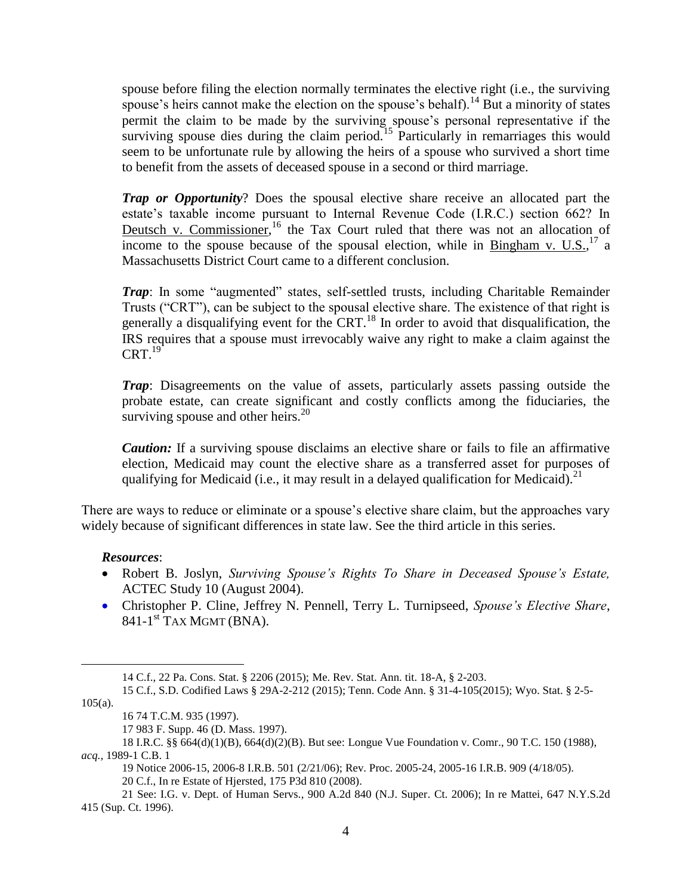spouse before filing the election normally terminates the elective right (i.e., the surviving spouse's heirs cannot make the election on the spouse's behalf).[14] But a minority of states permit the claim to be made by the surviving spouse's personal representative if the surviving spouse dies during the claim period.[15] Particularly in remarriages this would seem to be unfortunate rule by allowing the heirs of a spouse who survived a short time to benefit from the assets of deceased spouse in a second or third marriage.

***Trap or Opportunity***? Does the spousal elective share receive an allocated part the estate's taxable income pursuant to Internal Revenue Code (I.R.C.) section 662? In Deutsch v. Commissioner,[16] the Tax Court ruled that there was not an allocation of income to the spouse because of the spousal election, while in Bingham v. U.S.,[17] a Massachusetts District Court came to a different conclusion.

***Trap***: In some "augmented" states, self-settled trusts, including Charitable Remainder Trusts ("CRT"), can be subject to the spousal elective share. The existence of that right is generally a disqualifying event for the CRT.[18] In order to avoid that disqualification, the IRS requires that a spouse must irrevocably waive any right to make a claim against the CRT.[19]

***Trap***: Disagreements on the value of assets, particularly assets passing outside the probate estate, can create significant and costly conflicts among the fiduciaries, the surviving spouse and other heirs.[20]

***Caution:*** If a surviving spouse disclaims an elective share or fails to file an affirmative election, Medicaid may count the elective share as a transferred asset for purposes of qualifying for Medicaid (i.e., it may result in a delayed qualification for Medicaid).[21]

There are ways to reduce or eliminate or a spouse's elective share claim, but the approaches vary widely because of significant differences in state law. See the third article in this series.

***Resources***:

- Robert B. Joslyn, *Surviving Spouse's Rights To Share in Deceased Spouse's Estate,* ACTEC Study 10 (August 2004).
- Christopher P. Cline, Jeffrey N. Pennell, Terry L. Turnipseed, *Spouse's Elective Share*, 841-1st TAX MGMT (BNA).

---

14 C.f., 22 Pa. Cons. Stat. § 2206 (2015); Me. Rev. Stat. Ann. tit. 18-A, § 2-203.

15 C.f., S.D. Codified Laws § 29A-2-212 (2015); Tenn. Code Ann. § 31-4-105(2015); Wyo. Stat. § 2-5-105(a).

16 74 T.C.M. 935 (1997).

17 983 F. Supp. 46 (D. Mass. 1997).

18 I.R.C. §§ 664(d)(1)(B), 664(d)(2)(B). But see: Longue Vue Foundation v. Comr., 90 T.C. 150 (1988), *acq.,* 1989-1 C.B. 1

19 Notice 2006-15, 2006-8 I.R.B. 501 (2/21/06); Rev. Proc. 2005-24, 2005-16 I.R.B. 909 (4/18/05).

20 C.f., In re Estate of Hjersted, 175 P3d 810 (2008).

21 See: I.G. v. Dept. of Human Servs., 900 A.2d 840 (N.J. Super. Ct. 2006); In re Mattei, 647 N.Y.S.2d 415 (Sup. Ct. 1996).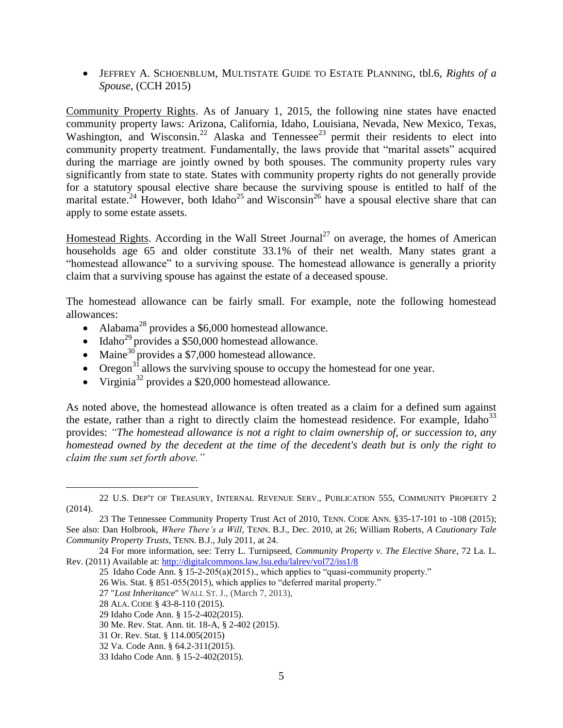- JEFFREY A. SCHOENBLUM, MULTISTATE GUIDE TO ESTATE PLANNING, tbl.6, *Rights of a Spouse*, (CCH 2015)

Community Property Rights. As of January 1, 2015, the following nine states have enacted community property laws: Arizona, California, Idaho, Louisiana, Nevada, New Mexico, Texas, Washington, and Wisconsin.[22] Alaska and Tennessee[23] permit their residents to elect into community property treatment. Fundamentally, the laws provide that "marital assets" acquired during the marriage are jointly owned by both spouses. The community property rules vary significantly from state to state. States with community property rights do not generally provide for a statutory spousal elective share because the surviving spouse is entitled to half of the marital estate.[24] However, both Idaho[25] and Wisconsin[26] have a spousal elective share that can apply to some estate assets.

Homestead Rights. According in the Wall Street Journal[27] on average, the homes of American households age 65 and older constitute 33.1% of their net wealth. Many states grant a "homestead allowance" to a surviving spouse. The homestead allowance is generally a priority claim that a surviving spouse has against the estate of a deceased spouse.

The homestead allowance can be fairly small. For example, note the following homestead allowances:

- Alabama[28] provides a $6,000 homestead allowance.
- Idaho[29] provides a $50,000 homestead allowance.
- Maine[30] provides a $7,000 homestead allowance.
- Oregon[31] allows the surviving spouse to occupy the homestead for one year.
- Virginia[32] provides a $20,000 homestead allowance.

As noted above, the homestead allowance is often treated as a claim for a defined sum against the estate, rather than a right to directly claim the homestead residence. For example, Idaho[33] provides: *"The homestead allowance is not a right to claim ownership of, or succession to, any homestead owned by the decedent at the time of the decedent's death but is only the right to claim the sum set forth above."*

---

22 U.S. DEP'T OF TREASURY, INTERNAL REVENUE SERV., PUBLICATION 555, COMMUNITY PROPERTY 2 (2014).

23 The Tennessee Community Property Trust Act of 2010, TENN. CODE ANN. §35-17-101 to -108 (2015); See also: Dan Holbrook, *Where There's a Will*, TENN. B.J., Dec. 2010, at 26; William Roberts, *A Cautionary Tale Community Property Trusts*, TENN. B.J., July 2011, at 24.

24 For more information, see: Terry L. Turnipseed, *Community Property v. The Elective Share*, 72 La. L. Rev. (2011) Available at: http://digitalcommons.law.lsu.edu/lalrev/vol72/iss1/8

25 Idaho Code Ann. § 15-2-205(a)(2015)., which applies to "quasi-community property."

26 Wis. Stat. § 851-055(2015), which applies to "deferred marital property."

27 "*Lost Inheritance*" WALL ST. J., (March 7, 2013),

28 ALA. CODE § 43-8-110 (2015).

29 Idaho Code Ann. § 15-2-402(2015).

30 Me. Rev. Stat. Ann. tit. 18-A, § 2-402 (2015).

31 Or. Rev. Stat. § 114.005(2015)

32 Va. Code Ann. § 64.2-311(2015).

33 Idaho Code Ann. § 15-2-402(2015).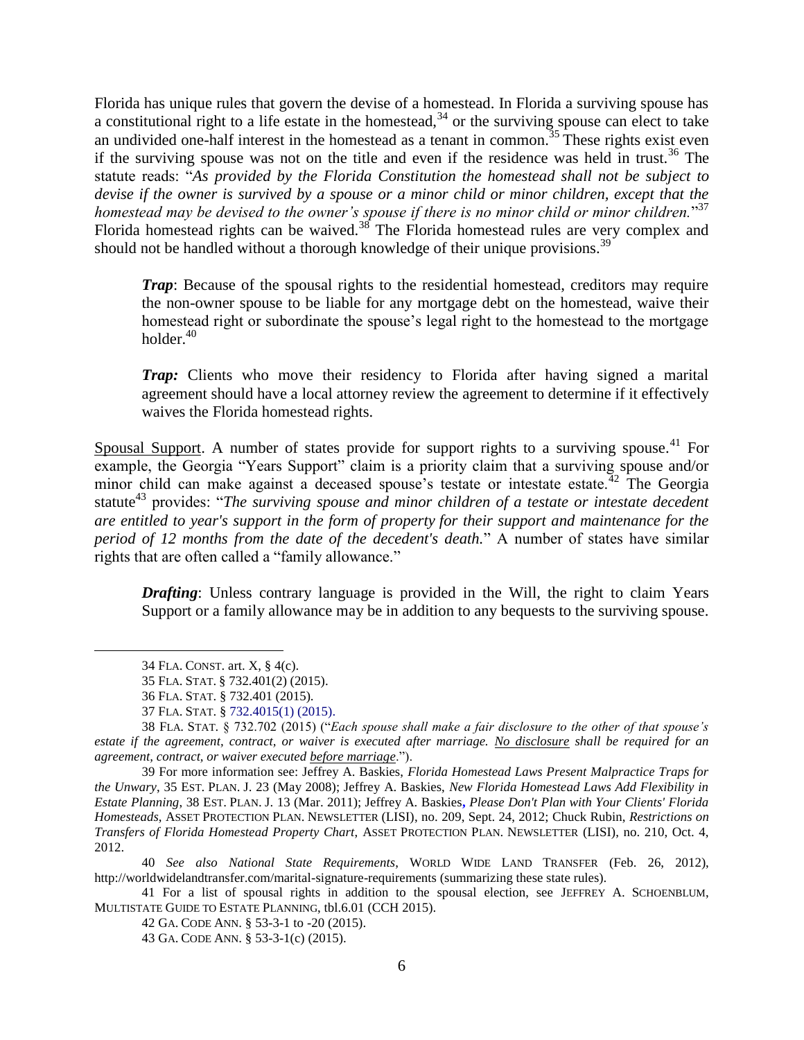Florida has unique rules that govern the devise of a homestead. In Florida a surviving spouse has a constitutional right to a life estate in the homestead,[34] or the surviving spouse can elect to take an undivided one-half interest in the homestead as a tenant in common.[35] These rights exist even if the surviving spouse was not on the title and even if the residence was held in trust.[36] The statute reads: "*As provided by the Florida Constitution the homestead shall not be subject to devise if the owner is survived by a spouse or a minor child or minor children, except that the homestead may be devised to the owner's spouse if there is no minor child or minor children.*"[37] Florida homestead rights can be waived.[38] The Florida homestead rules are very complex and should not be handled without a thorough knowledge of their unique provisions.[39]

> ***Trap***: Because of the spousal rights to the residential homestead, creditors may require the non-owner spouse to be liable for any mortgage debt on the homestead, waive their homestead right or subordinate the spouse's legal right to the homestead to the mortgage holder.[40]

> ***Trap:*** Clients who move their residency to Florida after having signed a marital agreement should have a local attorney review the agreement to determine if it effectively waives the Florida homestead rights.

<u>Spousal Support</u>. A number of states provide for support rights to a surviving spouse.[41] For example, the Georgia "Years Support" claim is a priority claim that a surviving spouse and/or minor child can make against a deceased spouse's testate or intestate estate.[42] The Georgia statute[43] provides: "*The surviving spouse and minor children of a testate or intestate decedent are entitled to year's support in the form of property for their support and maintenance for the period of 12 months from the date of the decedent's death.*" A number of states have similar rights that are often called a "family allowance."

> ***Drafting***: Unless contrary language is provided in the Will, the right to claim Years Support or a family allowance may be in addition to any bequests to the surviving spouse.

---

34 FLA. CONST. art. X, § 4(c).

35 FLA. STAT. § 732.401(2) (2015).

36 FLA. STAT. § 732.401 (2015).

37 FLA. STAT. § 732.4015(1) (2015).

38 FLA. STAT. § 732.702 (2015) ("*Each spouse shall make a fair disclosure to the other of that spouse's estate if the agreement, contract, or waiver is executed after marriage. <u>No disclosure</u> shall be required for an agreement, contract, or waiver executed <u>before marriage</u>.*").

39 For more information see: Jeffrey A. Baskies, *Florida Homestead Laws Present Malpractice Traps for the Unwary*, 35 EST. PLAN. J. 23 (May 2008); Jeffrey A. Baskies, *New Florida Homestead Laws Add Flexibility in Estate Planning*, 38 EST. PLAN. J. 13 (Mar. 2011); Jeffrey A. Baskies, *Please Don't Plan with Your Clients' Florida Homesteads*, ASSET PROTECTION PLAN. NEWSLETTER (LISI), no. 209, Sept. 24, 2012; Chuck Rubin, *Restrictions on Transfers of Florida Homestead Property Chart*, ASSET PROTECTION PLAN. NEWSLETTER (LISI), no. 210, Oct. 4, 2012.

40 *See also National State Requirements*, WORLD WIDE LAND TRANSFER (Feb. 26, 2012), http://worldwidelandtransfer.com/marital-signature-requirements (summarizing these state rules).

41 For a list of spousal rights in addition to the spousal election, see JEFFREY A. SCHOENBLUM, MULTISTATE GUIDE TO ESTATE PLANNING, tbl.6.01 (CCH 2015).

42 GA. CODE ANN. § 53-3-1 to -20 (2015).

43 GA. CODE ANN. § 53-3-1(c) (2015).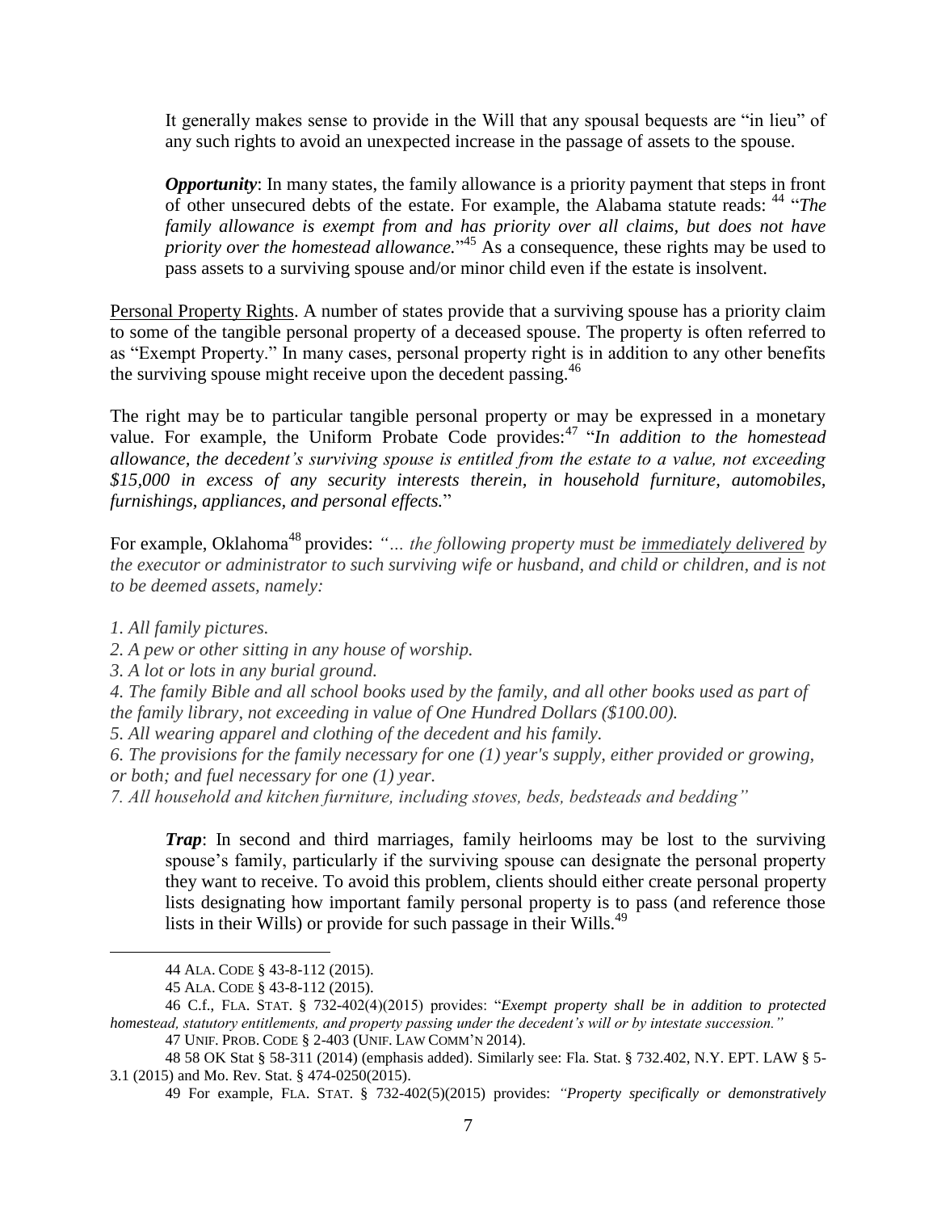It generally makes sense to provide in the Will that any spousal bequests are "in lieu" of any such rights to avoid an unexpected increase in the passage of assets to the spouse.

***Opportunity***: In many states, the family allowance is a priority payment that steps in front of other unsecured debts of the estate. For example, the Alabama statute reads: [44] "*The family allowance is exempt from and has priority over all claims, but does not have priority over the homestead allowance.*"[45] As a consequence, these rights may be used to pass assets to a surviving spouse and/or minor child even if the estate is insolvent.

<u>Personal Property Rights</u>. A number of states provide that a surviving spouse has a priority claim to some of the tangible personal property of a deceased spouse. The property is often referred to as "Exempt Property." In many cases, personal property right is in addition to any other benefits the surviving spouse might receive upon the decedent passing.[46]

The right may be to particular tangible personal property or may be expressed in a monetary value. For example, the Uniform Probate Code provides:[47] "*In addition to the homestead allowance, the decedent's surviving spouse is entitled from the estate to a value, not exceeding $15,000 in excess of any security interests therein, in household furniture, automobiles, furnishings, appliances, and personal effects.*"

For example, Oklahoma[48] provides: *"… the following property must be <u>immediately delivered</u> by the executor or administrator to such surviving wife or husband, and child or children, and is not to be deemed assets, namely:*

*1. All family pictures.*
*2. A pew or other sitting in any house of worship.*
*3. A lot or lots in any burial ground.*
*4. The family Bible and all school books used by the family, and all other books used as part of the family library, not exceeding in value of One Hundred Dollars ($100.00).*
*5. All wearing apparel and clothing of the decedent and his family.*
*6. The provisions for the family necessary for one (1) year's supply, either provided or growing, or both; and fuel necessary for one (1) year.*
*7. All household and kitchen furniture, including stoves, beds, bedsteads and bedding"*

***Trap***: In second and third marriages, family heirlooms may be lost to the surviving spouse's family, particularly if the surviving spouse can designate the personal property they want to receive. To avoid this problem, clients should either create personal property lists designating how important family personal property is to pass (and reference those lists in their Wills) or provide for such passage in their Wills.[49]

---

44 ALA. CODE § 43-8-112 (2015).

45 ALA. CODE § 43-8-112 (2015).

46 C.f., FLA. STAT. § 732-402(4)(2015) provides: "*Exempt property shall be in addition to protected homestead, statutory entitlements, and property passing under the decedent's will or by intestate succession.*"

47 UNIF. PROB. CODE § 2-403 (UNIF. LAW COMM'N 2014).

48 58 OK Stat § 58-311 (2014) (emphasis added). Similarly see: Fla. Stat. § 732.402, N.Y. EPT. LAW § 5-3.1 (2015) and Mo. Rev. Stat. § 474-0250(2015).

49 For example, FLA. STAT. § 732-402(5)(2015) provides: *"Property specifically or demonstratively*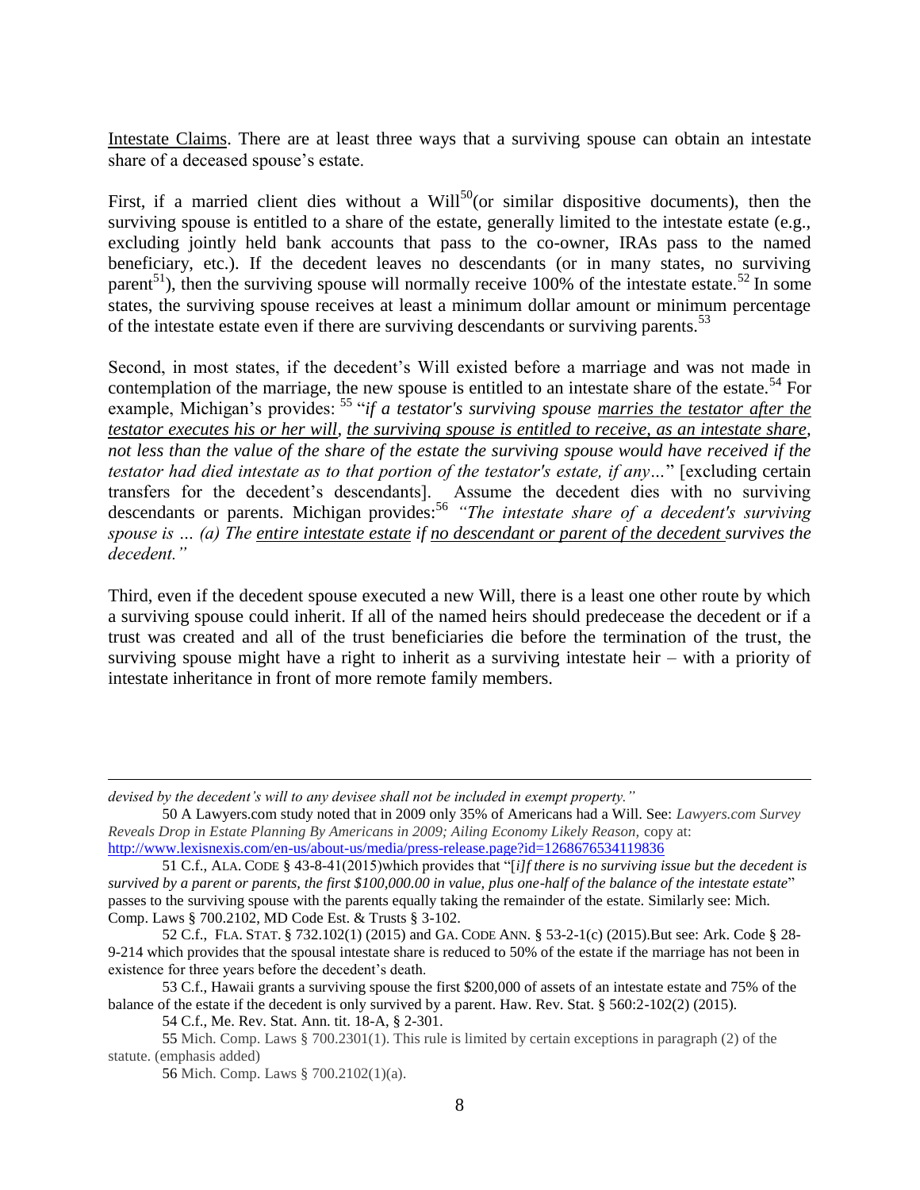<u>Intestate Claims</u>. There are at least three ways that a surviving spouse can obtain an intestate share of a deceased spouse's estate.

First, if a married client dies without a Will[50](or similar dispositive documents), then the surviving spouse is entitled to a share of the estate, generally limited to the intestate estate (e.g., excluding jointly held bank accounts that pass to the co-owner, IRAs pass to the named beneficiary, etc.). If the decedent leaves no descendants (or in many states, no surviving parent[51]), then the surviving spouse will normally receive 100% of the intestate estate.[52] In some states, the surviving spouse receives at least a minimum dollar amount or minimum percentage of the intestate estate even if there are surviving descendants or surviving parents.[53]

Second, in most states, if the decedent's Will existed before a marriage and was not made in contemplation of the marriage, the new spouse is entitled to an intestate share of the estate.[54] For example, Michigan's provides: [55] "*if a testator's surviving spouse <u>marries the testator after the testator executes his or her will</u>, <u>the surviving spouse is entitled to receive, as an intestate share</u>, not less than the value of the share of the estate the surviving spouse would have received if the testator had died intestate as to that portion of the testator's estate, if any…*" [excluding certain transfers for the decedent's descendants]. Assume the decedent dies with no surviving descendants or parents. Michigan provides:[56] *"The intestate share of a decedent's surviving spouse is … (a) The <u>entire intestate estate</u> if <u>no descendant or parent of the decedent</u> survives the decedent."*

Third, even if the decedent spouse executed a new Will, there is a least one other route by which a surviving spouse could inherit. If all of the named heirs should predecease the decedent or if a trust was created and all of the trust beneficiaries die before the termination of the trust, the surviving spouse might have a right to inherit as a surviving intestate heir – with a priority of intestate inheritance in front of more remote family members.

---

*devised by the decedent's will to any devisee shall not be included in exempt property."*

50 A Lawyers.com study noted that in 2009 only 35% of Americans had a Will. See: *Lawyers.com Survey Reveals Drop in Estate Planning By Americans in 2009; Ailing Economy Likely Reason,* copy at: http://www.lexisnexis.com/en-us/about-us/media/press-release.page?id=1268676534119836

51 C.f., ALA. CODE § 43-8-41(2015)which provides that "[*i]f there is no surviving issue but the decedent is survived by a parent or parents, the first $100,000.00 in value, plus one-half of the balance of the intestate estate*" passes to the surviving spouse with the parents equally taking the remainder of the estate. Similarly see: Mich. Comp. Laws § 700.2102, MD Code Est. & Trusts § 3-102.

52 C.f., FLA. STAT. § 732.102(1) (2015) and GA. CODE ANN. § 53-2-1(c) (2015).But see: Ark. Code § 28-9-214 which provides that the spousal intestate share is reduced to 50% of the estate if the marriage has not been in existence for three years before the decedent's death.

53 C.f., Hawaii grants a surviving spouse the first $200,000 of assets of an intestate estate and 75% of the balance of the estate if the decedent is only survived by a parent. Haw. Rev. Stat. § 560:2-102(2) (2015).

54 C.f., Me. Rev. Stat. Ann. tit. 18-A, § 2-301.

55 Mich. Comp. Laws § 700.2301(1). This rule is limited by certain exceptions in paragraph (2) of the statute. (emphasis added)

56 Mich. Comp. Laws § 700.2102(1)(a).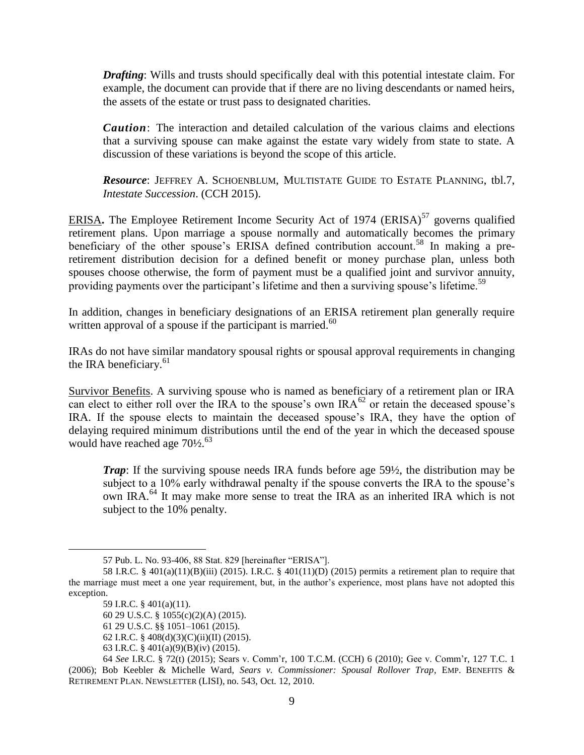***Drafting***: Wills and trusts should specifically deal with this potential intestate claim. For example, the document can provide that if there are no living descendants or named heirs, the assets of the estate or trust pass to designated charities.

***Caution***: The interaction and detailed calculation of the various claims and elections that a surviving spouse can make against the estate vary widely from state to state. A discussion of these variations is beyond the scope of this article.

***Resource***: JEFFREY A. SCHOENBLUM, MULTISTATE GUIDE TO ESTATE PLANNING, tbl.7, *Intestate Succession*. (CCH 2015).

<u>ERISA</u>**.** The Employee Retirement Income Security Act of 1974 (ERISA)[57] governs qualified retirement plans. Upon marriage a spouse normally and automatically becomes the primary beneficiary of the other spouse's ERISA defined contribution account.[58] In making a pre-retirement distribution decision for a defined benefit or money purchase plan, unless both spouses choose otherwise, the form of payment must be a qualified joint and survivor annuity, providing payments over the participant's lifetime and then a surviving spouse's lifetime.[59]

In addition, changes in beneficiary designations of an ERISA retirement plan generally require written approval of a spouse if the participant is married.[60]

IRAs do not have similar mandatory spousal rights or spousal approval requirements in changing the IRA beneficiary.[61]

<u>Survivor Benefits</u>. A surviving spouse who is named as beneficiary of a retirement plan or IRA can elect to either roll over the IRA to the spouse's own IRA[62] or retain the deceased spouse's IRA. If the spouse elects to maintain the deceased spouse's IRA, they have the option of delaying required minimum distributions until the end of the year in which the deceased spouse would have reached age 70½.[63]

***Trap***: If the surviving spouse needs IRA funds before age 59½, the distribution may be subject to a 10% early withdrawal penalty if the spouse converts the IRA to the spouse's own IRA.[64] It may make more sense to treat the IRA as an inherited IRA which is not subject to the 10% penalty.

---

57 Pub. L. No. 93-406, 88 Stat. 829 [hereinafter "ERISA"].

58 I.R.C. § 401(a)(11)(B)(iii) (2015). I.R.C. § 401(11)(D) (2015) permits a retirement plan to require that the marriage must meet a one year requirement, but, in the author's experience, most plans have not adopted this exception.

59 I.R.C. § 401(a)(11).

60 29 U.S.C. § 1055(c)(2)(A) (2015).

61 29 U.S.C. §§ 1051–1061 (2015).

62 I.R.C. § 408(d)(3)(C)(ii)(II) (2015).

63 I.R.C. § 401(a)(9)(B)(iv) (2015).

64 *See* I.R.C. § 72(t) (2015); Sears v. Comm'r, 100 T.C.M. (CCH) 6 (2010); Gee v. Comm'r, 127 T.C. 1 (2006); Bob Keebler & Michelle Ward, *Sears v. Commissioner: Spousal Rollover Trap*, EMP. BENEFITS & RETIREMENT PLAN. NEWSLETTER (LISI), no. 543, Oct. 12, 2010.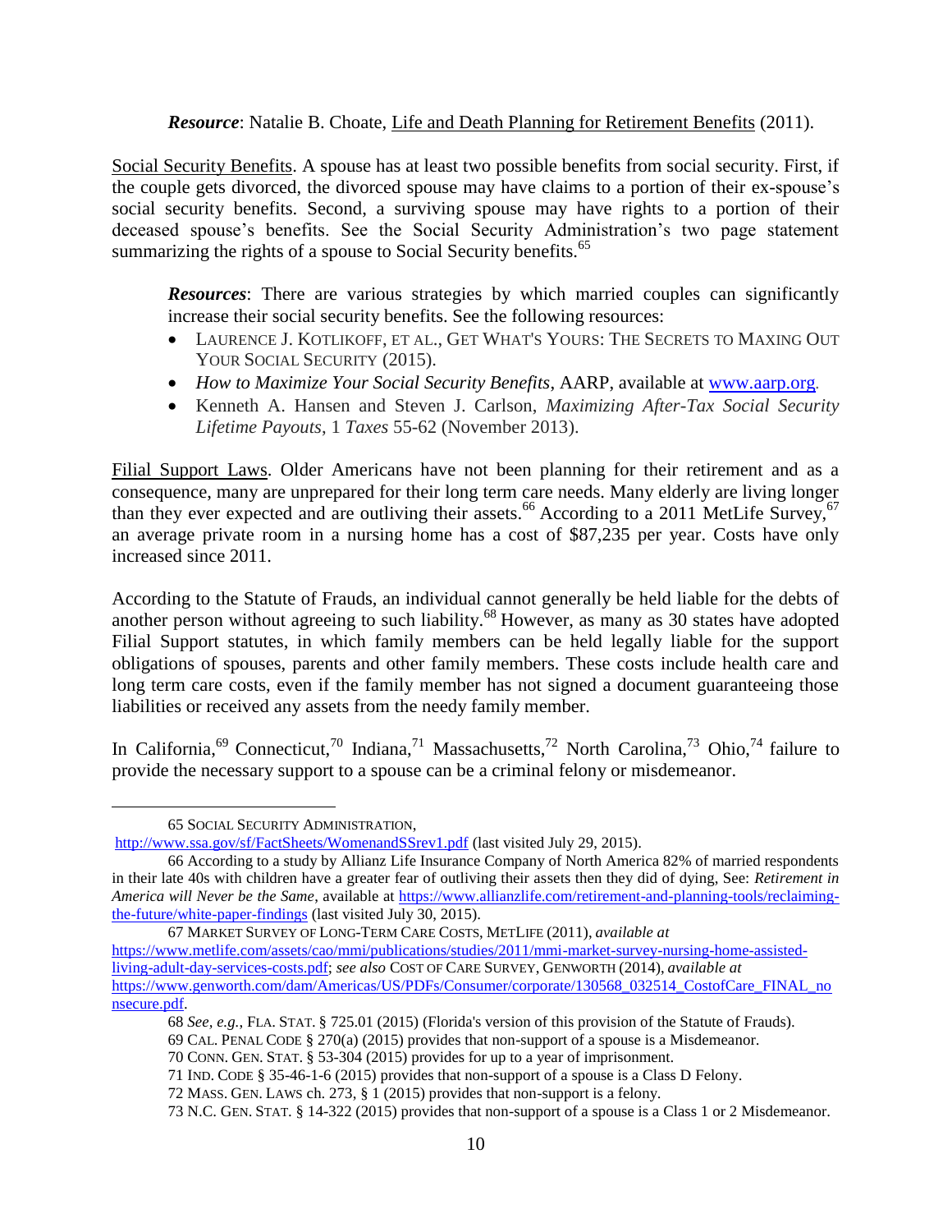***Resource***: Natalie B. Choate, Life and Death Planning for Retirement Benefits (2011).

Social Security Benefits. A spouse has at least two possible benefits from social security. First, if the couple gets divorced, the divorced spouse may have claims to a portion of their ex-spouse's social security benefits. Second, a surviving spouse may have rights to a portion of their deceased spouse's benefits. See the Social Security Administration's two page statement summarizing the rights of a spouse to Social Security benefits.[65]

> ***Resources***: There are various strategies by which married couples can significantly increase their social security benefits. See the following resources:
>
> - LAURENCE J. KOTLIKOFF, ET AL., GET WHAT'S YOURS: THE SECRETS TO MAXING OUT YOUR SOCIAL SECURITY (2015).
> - *How to Maximize Your Social Security Benefits*, AARP, available at www.aarp.org.
> - Kenneth A. Hansen and Steven J. Carlson, *Maximizing After-Tax Social Security Lifetime Payouts*, 1 *Taxes* 55-62 (November 2013).

Filial Support Laws. Older Americans have not been planning for their retirement and as a consequence, many are unprepared for their long term care needs. Many elderly are living longer than they ever expected and are outliving their assets.[66] According to a 2011 MetLife Survey,[67] an average private room in a nursing home has a cost of $87,235 per year. Costs have only increased since 2011.

According to the Statute of Frauds, an individual cannot generally be held liable for the debts of another person without agreeing to such liability.[68] However, as many as 30 states have adopted Filial Support statutes, in which family members can be held legally liable for the support obligations of spouses, parents and other family members. These costs include health care and long term care costs, even if the family member has not signed a document guaranteeing those liabilities or received any assets from the needy family member.

In California,[69] Connecticut,[70] Indiana,[71] Massachusetts,[72] North Carolina,[73] Ohio,[74] failure to provide the necessary support to a spouse can be a criminal felony or misdemeanor.

---

65 SOCIAL SECURITY ADMINISTRATION, http://www.ssa.gov/sf/FactSheets/WomenandSSrev1.pdf (last visited July 29, 2015).

66 According to a study by Allianz Life Insurance Company of North America 82% of married respondents in their late 40s with children have a greater fear of outliving their assets then they did of dying, See: *Retirement in America will Never be the Same*, available at https://www.allianzlife.com/retirement-and-planning-tools/reclaiming-the-future/white-paper-findings (last visited July 30, 2015).

67 MARKET SURVEY OF LONG-TERM CARE COSTS, METLIFE (2011), *available at* https://www.metlife.com/assets/cao/mmi/publications/studies/2011/mmi-market-survey-nursing-home-assisted-living-adult-day-services-costs.pdf; *see also* COST OF CARE SURVEY, GENWORTH (2014), *available at* https://www.genworth.com/dam/Americas/US/PDFs/Consumer/corporate/130568_032514_CostofCare_FINAL_nonsecure.pdf.

68 *See, e.g.*, FLA. STAT. § 725.01 (2015) (Florida's version of this provision of the Statute of Frauds).

69 CAL. PENAL CODE § 270(a) (2015) provides that non-support of a spouse is a Misdemeanor.

70 CONN. GEN. STAT. § 53-304 (2015) provides for up to a year of imprisonment.

71 IND. CODE § 35-46-1-6 (2015) provides that non-support of a spouse is a Class D Felony.

72 MASS. GEN. LAWS ch. 273, § 1 (2015) provides that non-support is a felony.

73 N.C. GEN. STAT. § 14-322 (2015) provides that non-support of a spouse is a Class 1 or 2 Misdemeanor.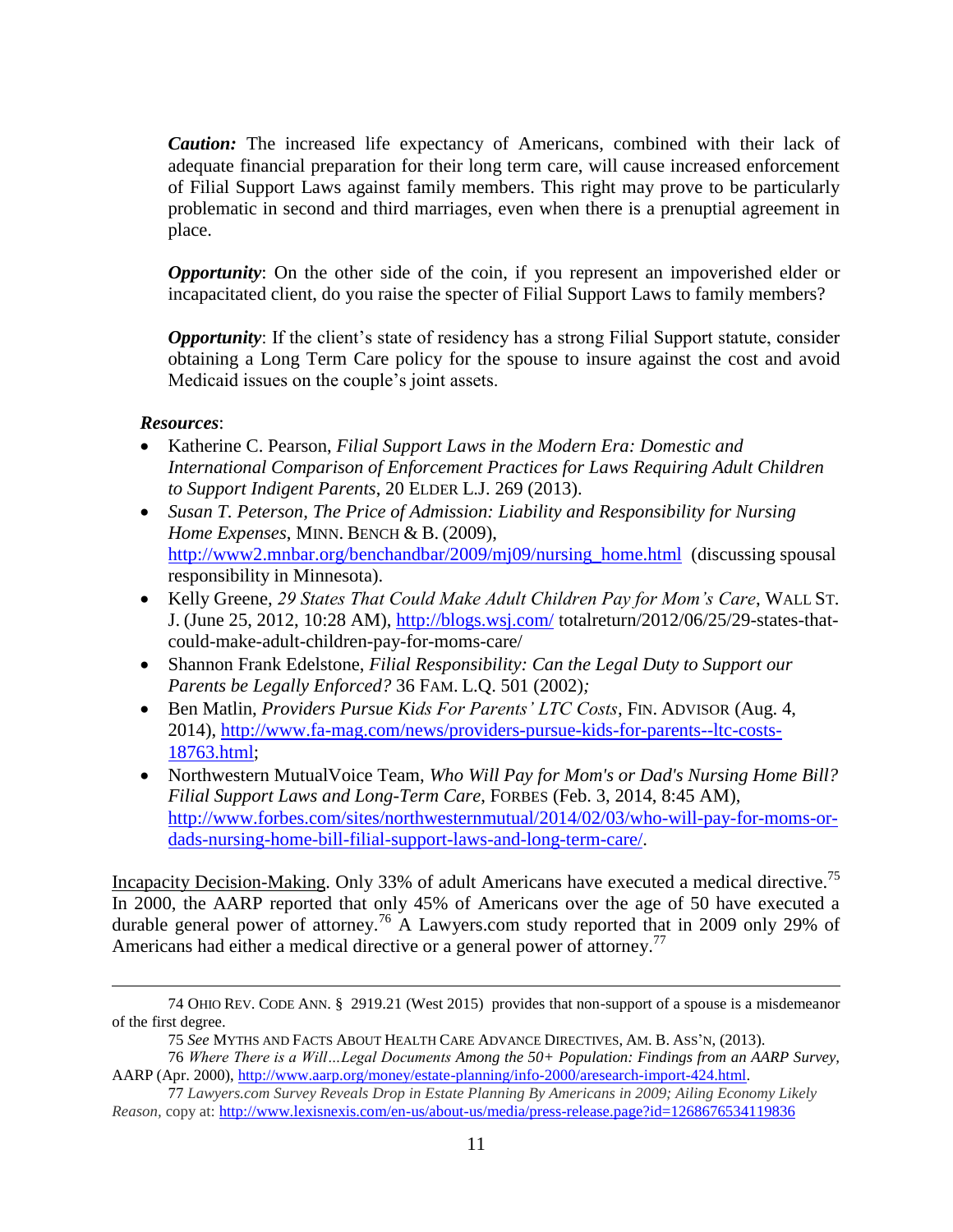***Caution:*** The increased life expectancy of Americans, combined with their lack of adequate financial preparation for their long term care, will cause increased enforcement of Filial Support Laws against family members. This right may prove to be particularly problematic in second and third marriages, even when there is a prenuptial agreement in place.

***Opportunity***: On the other side of the coin, if you represent an impoverished elder or incapacitated client, do you raise the specter of Filial Support Laws to family members?

***Opportunity***: If the client's state of residency has a strong Filial Support statute, consider obtaining a Long Term Care policy for the spouse to insure against the cost and avoid Medicaid issues on the couple's joint assets.

***Resources***:

- Katherine C. Pearson, *Filial Support Laws in the Modern Era: Domestic and International Comparison of Enforcement Practices for Laws Requiring Adult Children to Support Indigent Parents*, 20 ELDER L.J. 269 (2013).
- *Susan T. Peterson, The Price of Admission: Liability and Responsibility for Nursing Home Expenses*, MINN. BENCH & B. (2009), http://www2.mnbar.org/benchandbar/2009/mj09/nursing_home.html (discussing spousal responsibility in Minnesota).
- Kelly Greene, *29 States That Could Make Adult Children Pay for Mom's Care*, WALL ST. J. (June 25, 2012, 10:28 AM), http://blogs.wsj.com/ totalreturn/2012/06/25/29-states-that-could-make-adult-children-pay-for-moms-care/
- Shannon Frank Edelstone, *Filial Responsibility: Can the Legal Duty to Support our Parents be Legally Enforced?* 36 FAM. L.Q. 501 (2002)*;*
- Ben Matlin, *Providers Pursue Kids For Parents' LTC Costs*, FIN. ADVISOR (Aug. 4, 2014), http://www.fa-mag.com/news/providers-pursue-kids-for-parents--ltc-costs-18763.html;
- Northwestern MutualVoice Team, *Who Will Pay for Mom's or Dad's Nursing Home Bill? Filial Support Laws and Long-Term Care*, FORBES (Feb. 3, 2014, 8:45 AM), http://www.forbes.com/sites/northwesternmutual/2014/02/03/who-will-pay-for-moms-or-dads-nursing-home-bill-filial-support-laws-and-long-term-care/.

Incapacity Decision-Making. Only 33% of adult Americans have executed a medical directive.[75] In 2000, the AARP reported that only 45% of Americans over the age of 50 have executed a durable general power of attorney.[76] A Lawyers.com study reported that in 2009 only 29% of Americans had either a medical directive or a general power of attorney.[77]

---

74 OHIO REV. CODE ANN. § 2919.21 (West 2015) provides that non-support of a spouse is a misdemeanor of the first degree.

75 *See* MYTHS AND FACTS ABOUT HEALTH CARE ADVANCE DIRECTIVES, AM. B. ASS'N, (2013).

76 *Where There is a Will…Legal Documents Among the 50+ Population: Findings from an AARP Survey,* AARP (Apr. 2000), http://www.aarp.org/money/estate-planning/info-2000/aresearch-import-424.html.

77 *Lawyers.com Survey Reveals Drop in Estate Planning By Americans in 2009; Ailing Economy Likely Reason*, copy at: http://www.lexisnexis.com/en-us/about-us/media/press-release.page?id=1268676534119836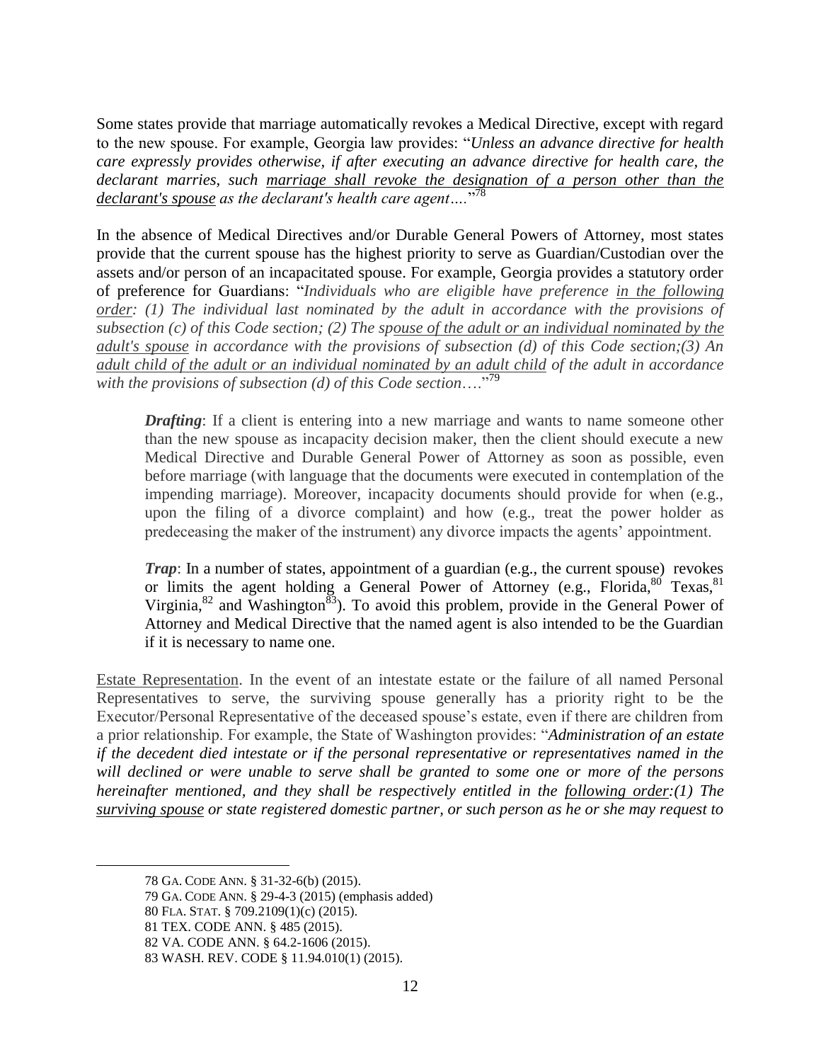Some states provide that marriage automatically revokes a Medical Directive, except with regard to the new spouse. For example, Georgia law provides: "*Unless an advance directive for health care expressly provides otherwise, if after executing an advance directive for health care, the declarant marries, such <u>marriage shall revoke the designation of a person other than the declarant's spouse</u> as the declarant's health care agent….*"[78]

In the absence of Medical Directives and/or Durable General Powers of Attorney, most states provide that the current spouse has the highest priority to serve as Guardian/Custodian over the assets and/or person of an incapacitated spouse. For example, Georgia provides a statutory order of preference for Guardians: "*Individuals who are eligible have preference <u>in the following order</u>: (1) The individual last nominated by the adult in accordance with the provisions of subsection (c) of this Code section; (2) The <u>spouse of the adult or an individual nominated by the adult's spouse</u> in accordance with the provisions of subsection (d) of this Code section;(3) An <u>adult child of the adult or an individual nominated by an adult child</u> of the adult in accordance with the provisions of subsection (d) of this Code section*…."[79]

> ***Drafting***: If a client is entering into a new marriage and wants to name someone other than the new spouse as incapacity decision maker, then the client should execute a new Medical Directive and Durable General Power of Attorney as soon as possible, even before marriage (with language that the documents were executed in contemplation of the impending marriage). Moreover, incapacity documents should provide for when (e.g., upon the filing of a divorce complaint) and how (e.g., treat the power holder as predeceasing the maker of the instrument) any divorce impacts the agents' appointment.
>
> ***Trap***: In a number of states, appointment of a guardian (e.g., the current spouse) revokes or limits the agent holding a General Power of Attorney (e.g., Florida,[80] Texas,[81] Virginia,[82] and Washington[83]). To avoid this problem, provide in the General Power of Attorney and Medical Directive that the named agent is also intended to be the Guardian if it is necessary to name one.

<u>Estate Representation</u>. In the event of an intestate estate or the failure of all named Personal Representatives to serve, the surviving spouse generally has a priority right to be the Executor/Personal Representative of the deceased spouse's estate, even if there are children from a prior relationship. For example, the State of Washington provides: "*Administration of an estate if the decedent died intestate or if the personal representative or representatives named in the will declined or were unable to serve shall be granted to some one or more of the persons hereinafter mentioned, and they shall be respectively entitled in the <u>following order</u>:(1) The <u>surviving spouse</u> or state registered domestic partner, or such person as he or she may request to*

---

78 GA. CODE ANN. § 31-32-6(b) (2015).

79 GA. CODE ANN. § 29-4-3 (2015) (emphasis added)

80 FLA. STAT. § 709.2109(1)(c) (2015).

81 TEX. CODE ANN. § 485 (2015).

82 VA. CODE ANN. § 64.2-1606 (2015).

83 WASH. REV. CODE § 11.94.010(1) (2015).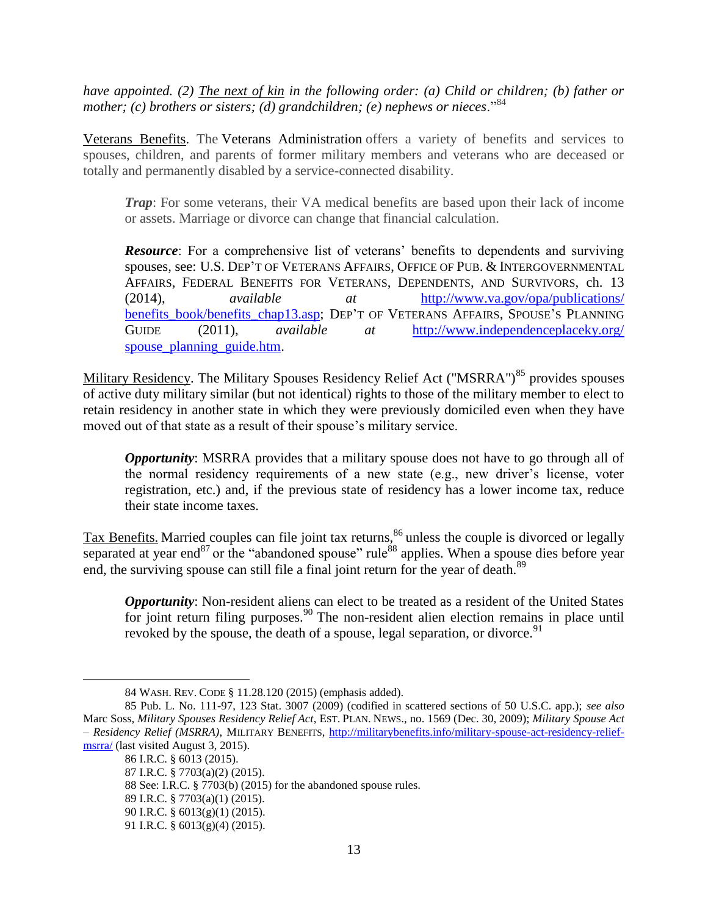*have appointed. (2) The next of kin in the following order: (a) Child or children; (b) father or mother; (c) brothers or sisters; (d) grandchildren; (e) nephews or nieces*."[84]

Veterans Benefits. The Veterans Administration offers a variety of benefits and services to spouses, children, and parents of former military members and veterans who are deceased or totally and permanently disabled by a service-connected disability.

> ***Trap***: For some veterans, their VA medical benefits are based upon their lack of income or assets. Marriage or divorce can change that financial calculation.

> ***Resource***: For a comprehensive list of veterans' benefits to dependents and surviving spouses, see: U.S. DEP'T OF VETERANS AFFAIRS, OFFICE OF PUB. & INTERGOVERNMENTAL AFFAIRS, FEDERAL BENEFITS FOR VETERANS, DEPENDENTS, AND SURVIVORS, ch. 13 (2014), *available at* http://www.va.gov/opa/publications/benefits_book/benefits_chap13.asp; DEP'T OF VETERANS AFFAIRS, SPOUSE'S PLANNING GUIDE (2011), *available at* http://www.independenceplaceky.org/spouse_planning_guide.htm.

Military Residency. The Military Spouses Residency Relief Act ("MSRRA")[85] provides spouses of active duty military similar (but not identical) rights to those of the military member to elect to retain residency in another state in which they were previously domiciled even when they have moved out of that state as a result of their spouse's military service.

> ***Opportunity***: MSRRA provides that a military spouse does not have to go through all of the normal residency requirements of a new state (e.g., new driver's license, voter registration, etc.) and, if the previous state of residency has a lower income tax, reduce their state income taxes.

Tax Benefits. Married couples can file joint tax returns,[86] unless the couple is divorced or legally separated at year end[87] or the "abandoned spouse" rule[88] applies. When a spouse dies before year end, the surviving spouse can still file a final joint return for the year of death.[89]

> ***Opportunity***: Non-resident aliens can elect to be treated as a resident of the United States for joint return filing purposes.[90] The non-resident alien election remains in place until revoked by the spouse, the death of a spouse, legal separation, or divorce.[91]

---

84 WASH. REV. CODE § 11.28.120 (2015) (emphasis added).

85 Pub. L. No. 111-97, 123 Stat. 3007 (2009) (codified in scattered sections of 50 U.S.C. app.); *see also* Marc Soss, *Military Spouses Residency Relief Act*, EST. PLAN. NEWS., no. 1569 (Dec. 30, 2009); *Military Spouse Act – Residency Relief (MSRRA)*, MILITARY BENEFITS, http://militarybenefits.info/military-spouse-act-residency-relief-msrra/ (last visited August 3, 2015).

86 I.R.C. § 6013 (2015).

87 I.R.C. § 7703(a)(2) (2015).

88 See: I.R.C. § 7703(b) (2015) for the abandoned spouse rules.

89 I.R.C. § 7703(a)(1) (2015).

90 I.R.C. § 6013(g)(1) (2015).

91 I.R.C. § 6013(g)(4) (2015).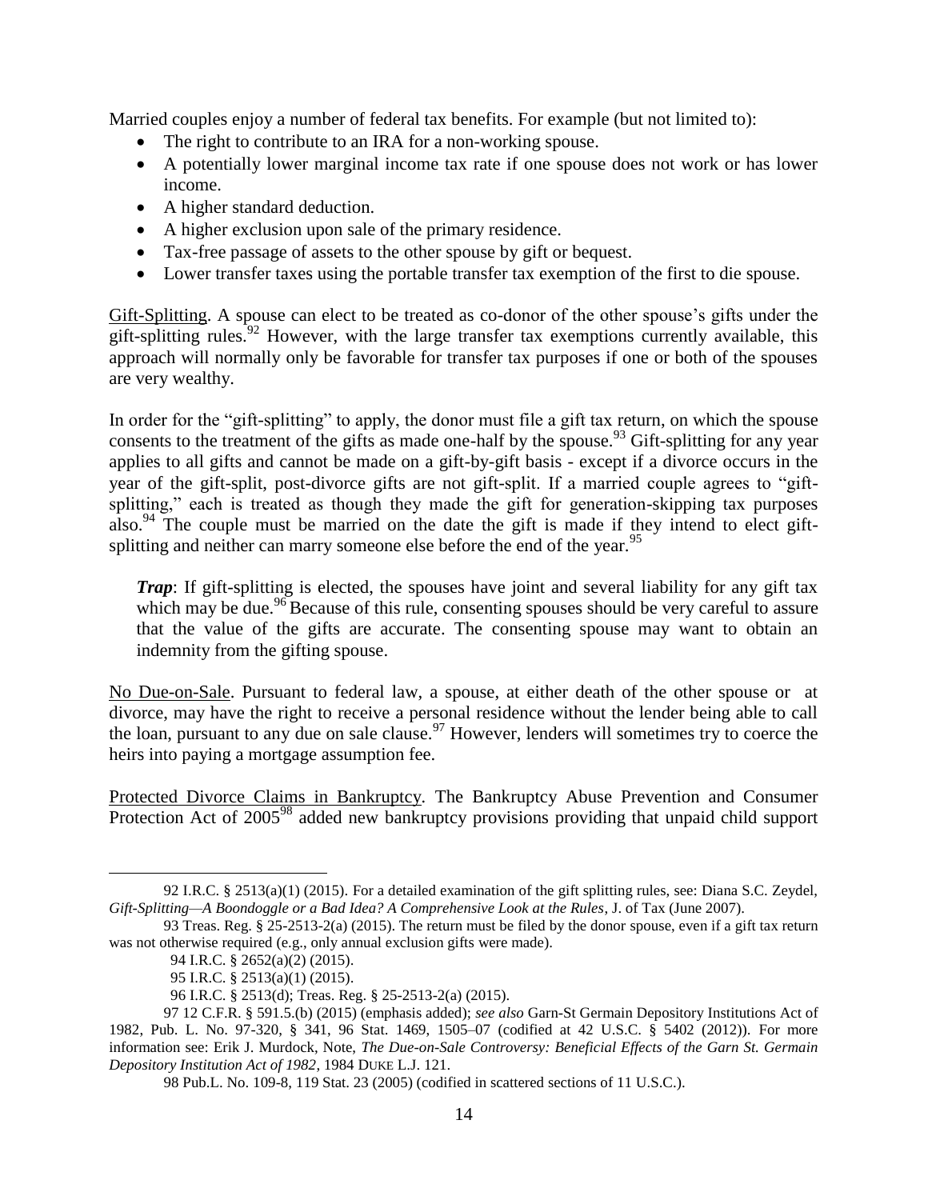Married couples enjoy a number of federal tax benefits. For example (but not limited to):

- The right to contribute to an IRA for a non-working spouse.
- A potentially lower marginal income tax rate if one spouse does not work or has lower income.
- A higher standard deduction.
- A higher exclusion upon sale of the primary residence.
- Tax-free passage of assets to the other spouse by gift or bequest.
- Lower transfer taxes using the portable transfer tax exemption of the first to die spouse.

Gift-Splitting. A spouse can elect to be treated as co-donor of the other spouse's gifts under the gift-splitting rules.[92] However, with the large transfer tax exemptions currently available, this approach will normally only be favorable for transfer tax purposes if one or both of the spouses are very wealthy.

In order for the "gift-splitting" to apply, the donor must file a gift tax return, on which the spouse consents to the treatment of the gifts as made one-half by the spouse.[93] Gift-splitting for any year applies to all gifts and cannot be made on a gift-by-gift basis - except if a divorce occurs in the year of the gift-split, post-divorce gifts are not gift-split. If a married couple agrees to "gift-splitting," each is treated as though they made the gift for generation-skipping tax purposes also.[94] The couple must be married on the date the gift is made if they intend to elect gift-splitting and neither can marry someone else before the end of the year.[95]

> ***Trap***: If gift-splitting is elected, the spouses have joint and several liability for any gift tax which may be due.[96] Because of this rule, consenting spouses should be very careful to assure that the value of the gifts are accurate. The consenting spouse may want to obtain an indemnity from the gifting spouse.

No Due-on-Sale. Pursuant to federal law, a spouse, at either death of the other spouse or at divorce, may have the right to receive a personal residence without the lender being able to call the loan, pursuant to any due on sale clause.[97] However, lenders will sometimes try to coerce the heirs into paying a mortgage assumption fee.

Protected Divorce Claims in Bankruptcy. The Bankruptcy Abuse Prevention and Consumer Protection Act of 2005[98] added new bankruptcy provisions providing that unpaid child support

---

92 I.R.C. § 2513(a)(1) (2015). For a detailed examination of the gift splitting rules, see: Diana S.C. Zeydel, *Gift-Splitting—A Boondoggle or a Bad Idea? A Comprehensive Look at the Rules*, J. of Tax (June 2007).

93 Treas. Reg. § 25-2513-2(a) (2015). The return must be filed by the donor spouse, even if a gift tax return was not otherwise required (e.g., only annual exclusion gifts were made).

94 I.R.C. § 2652(a)(2) (2015).

95 I.R.C. § 2513(a)(1) (2015).

96 I.R.C. § 2513(d); Treas. Reg. § 25-2513-2(a) (2015).

97 12 C.F.R. § 591.5.(b) (2015) (emphasis added); *see also* Garn-St Germain Depository Institutions Act of 1982, Pub. L. No. 97-320, § 341, 96 Stat. 1469, 1505–07 (codified at 42 U.S.C. § 5402 (2012)). For more information see: Erik J. Murdock, Note, *The Due-on-Sale Controversy: Beneficial Effects of the Garn St. Germain Depository Institution Act of 1982*, 1984 DUKE L.J. 121.

98 Pub.L. No. 109-8, 119 Stat. 23 (2005) (codified in scattered sections of 11 U.S.C.).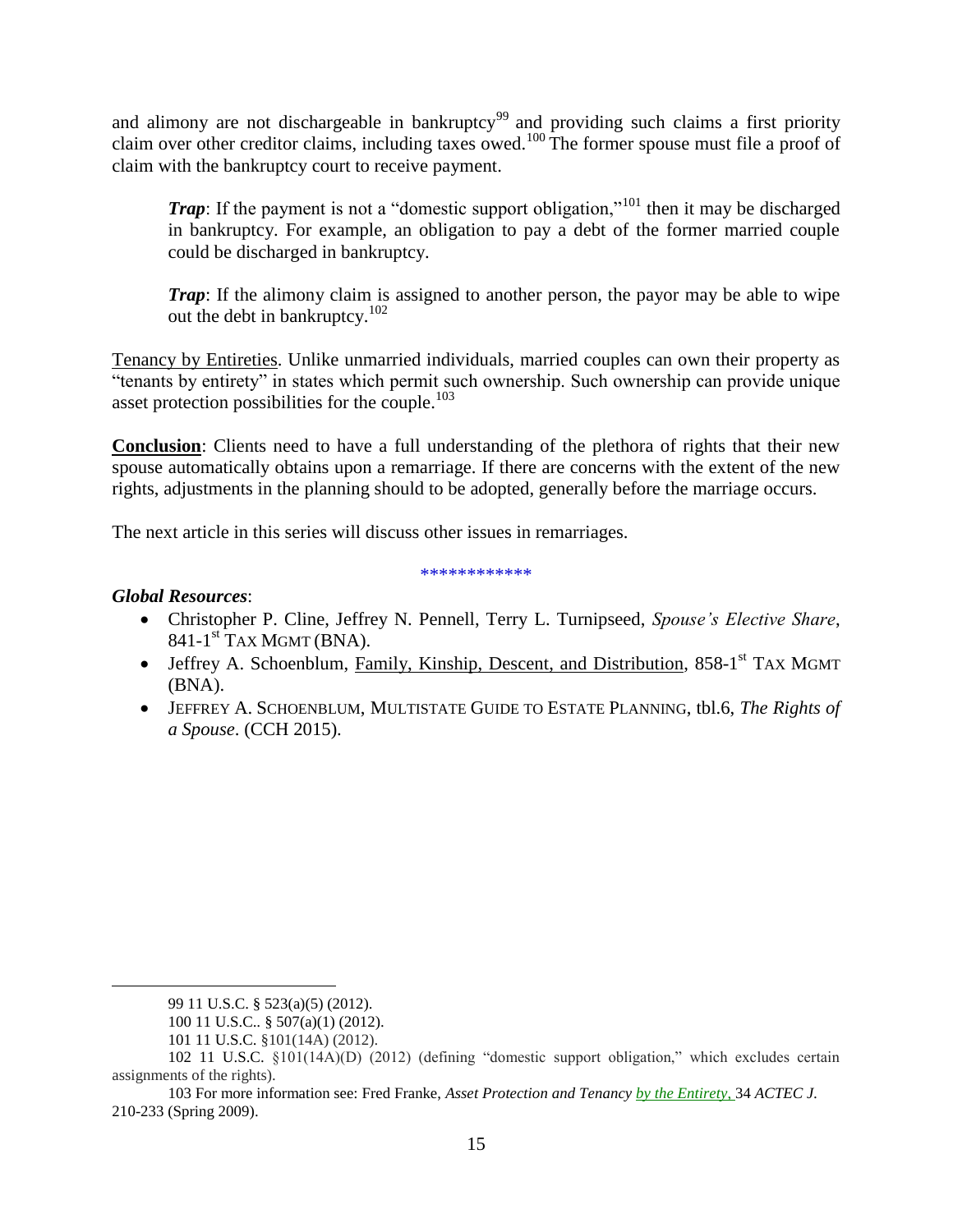and alimony are not dischargeable in bankruptcy[99] and providing such claims a first priority claim over other creditor claims, including taxes owed.[100] The former spouse must file a proof of claim with the bankruptcy court to receive payment.

> ***Trap***: If the payment is not a "domestic support obligation,"[101] then it may be discharged in bankruptcy. For example, an obligation to pay a debt of the former married couple could be discharged in bankruptcy.
>
> ***Trap***: If the alimony claim is assigned to another person, the payor may be able to wipe out the debt in bankruptcy.[102]

Tenancy by Entireties. Unlike unmarried individuals, married couples can own their property as "tenants by entirety" in states which permit such ownership. Such ownership can provide unique asset protection possibilities for the couple.[103]

**Conclusion**: Clients need to have a full understanding of the plethora of rights that their new spouse automatically obtains upon a remarriage. If there are concerns with the extent of the new rights, adjustments in the planning should to be adopted, generally before the marriage occurs.

The next article in this series will discuss other issues in remarriages.

************

***Global Resources***:

- Christopher P. Cline, Jeffrey N. Pennell, Terry L. Turnipseed, *Spouse's Elective Share*, 841-1st TAX MGMT (BNA).
- Jeffrey A. Schoenblum, Family, Kinship, Descent, and Distribution, 858-1st TAX MGMT (BNA).
- JEFFREY A. SCHOENBLUM, MULTISTATE GUIDE TO ESTATE PLANNING, tbl.6, *The Rights of a Spouse*. (CCH 2015).

---

99 11 U.S.C. § 523(a)(5) (2012).

100 11 U.S.C.. § 507(a)(1) (2012).

101 11 U.S.C. §101(14A) (2012).

102 11 U.S.C. §101(14A)(D) (2012) (defining "domestic support obligation," which excludes certain assignments of the rights).

103 For more information see: Fred Franke, *Asset Protection and Tenancy by the Entirety*, 34 *ACTEC J.* 210-233 (Spring 2009).